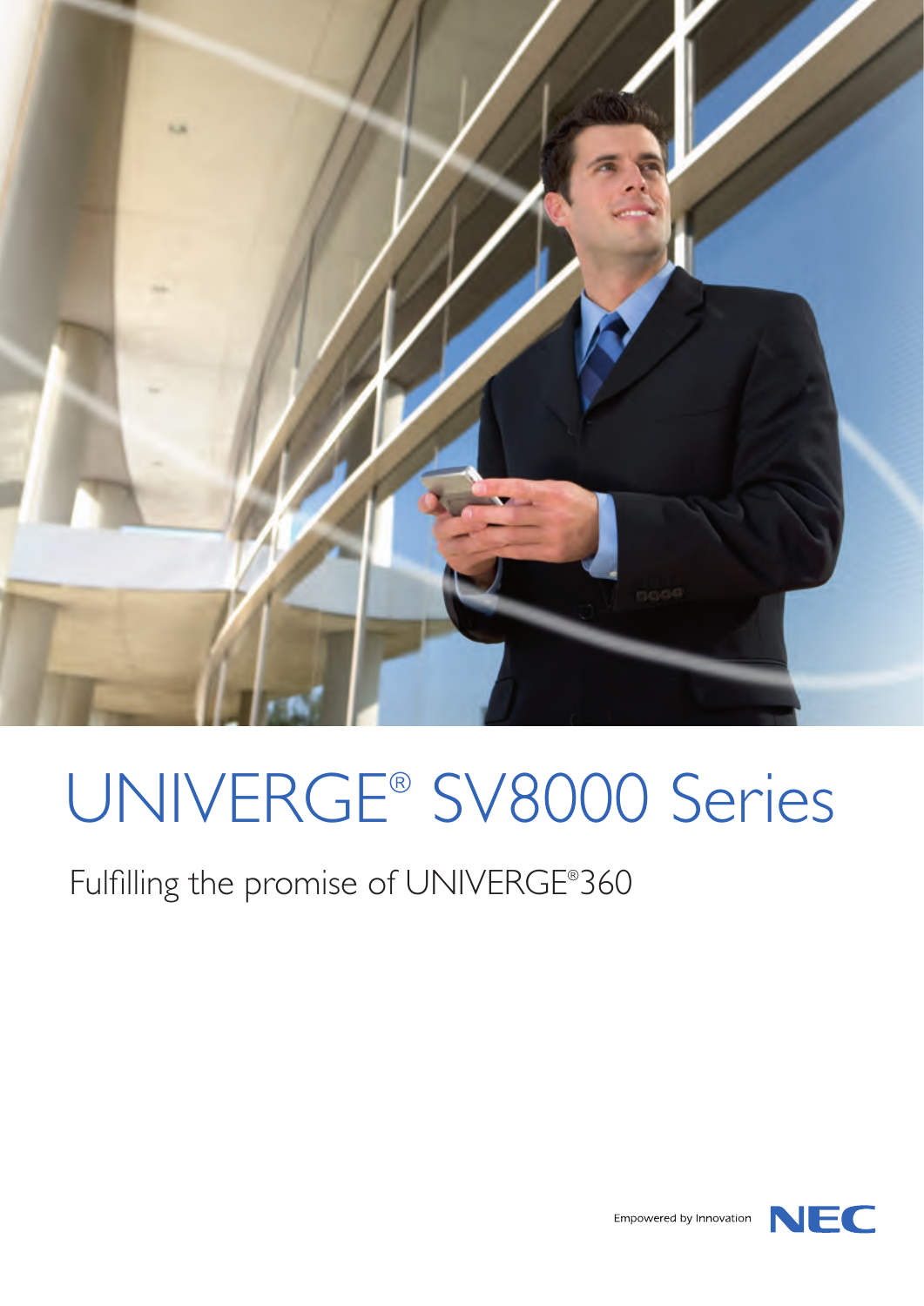# UNIVERGE® SV8000 Series

Fulfilling the promise of UNIVERGE®360

Empowered by Innovation NEC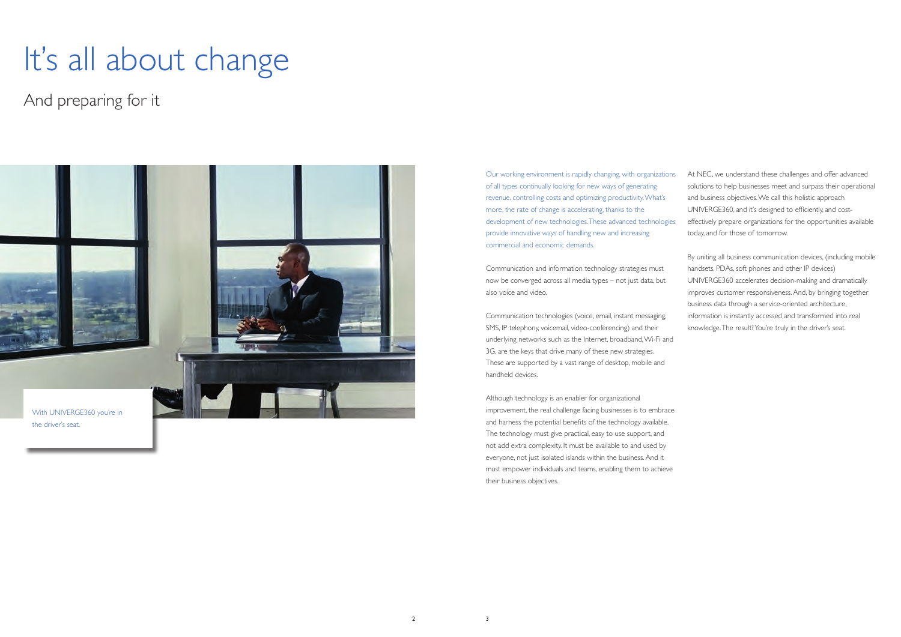# It's all about change

## And preparing for it

With UNIVERGE360 you're in the driver's seat.

Our working environment is rapidly changing, with organizations of all types continually looking for new ways of generating revenue, controlling costs and optimizing productivity. What's more, the rate of change is accelerating, thanks to the development of new technologies. These advanced technologies provide innovative ways of handling new and increasing commercial and economic demands.

Communication and information technology strategies must now be converged across all media types – not just data, but also voice and video.

Communication technologies (voice, email, instant messaging, SMS, IP telephony, voicemail, video-conferencing) and their underlying networks such as the Internet, broadband, Wi-Fi and 3G, are the keys that drive many of these new strategies. These are supported by a vast range of desktop, mobile and handheld devices.

Although technology is an enabler for organizational improvement, the real challenge facing businesses is to embrace and harness the potential benefits of the technology available. The technology must give practical, easy to use support, and not add extra complexity. It must be available to and used by everyone, not just isolated islands within the business. And it must empower individuals and teams, enabling them to achieve their business objectives.

At NEC, we understand these challenges and offer advanced solutions to help businesses meet and surpass their operational and business objectives. We call this holistic approach UNIVERGE360, and it's designed to efficiently, and cost-effectively prepare organizations for the opportunities available today, and for those of tomorrow.

By uniting all business communication devices, (including mobile handsets, PDAs, soft phones and other IP devices) UNIVERGE360 accelerates decision-making and dramatically improves customer responsiveness. And, by bringing together business data through a service-oriented architecture, information is instantly accessed and transformed into real knowledge. The result? You're truly in the driver's seat.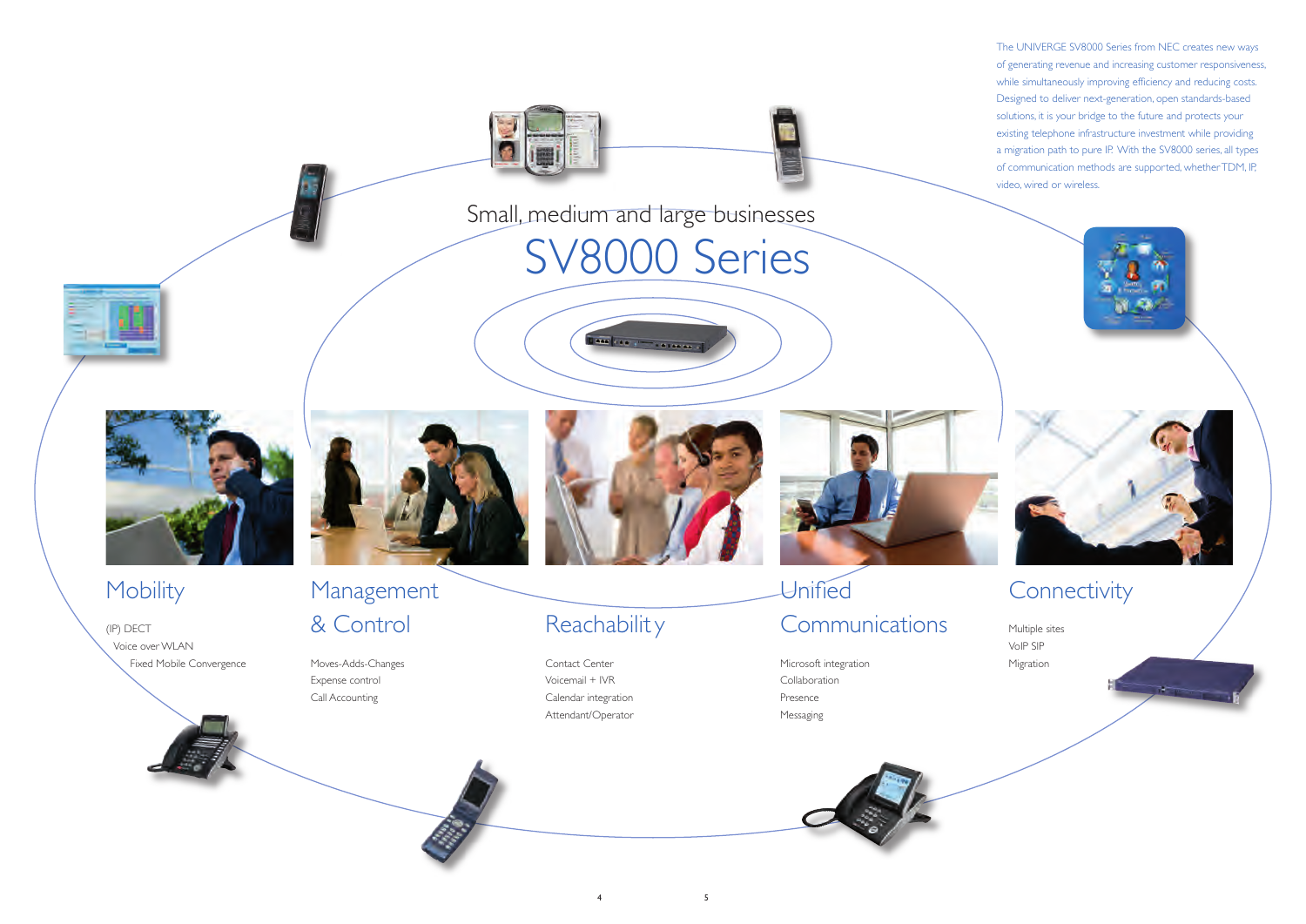The UNIVERGE SV8000 Series from NEC creates new ways of generating revenue and increasing customer responsiveness, while simultaneously improving efficiency and reducing costs. Designed to deliver next-generation, open standards-based solutions, it is your bridge to the future and protects your existing telephone infrastructure investment while providing a migration path to pure IP. With the SV8000 series, all types of communication methods are supported, whether TDM, IP, video, wired or wireless.

Small, medium and large businesses

# SV8000 Series

## Mobility

(IP) DECT
Voice over WLAN
Fixed Mobile Convergence

## Management & Control

Moves-Adds-Changes
Expense control
Call Accounting

## Reachability

Contact Center
Voicemail + IVR
Calendar integration
Attendant/Operator

## Unified Communications

Microsoft integration
Collaboration
Presence
Messaging

## Connectivity

Multiple sites
VoIP SIP
Migration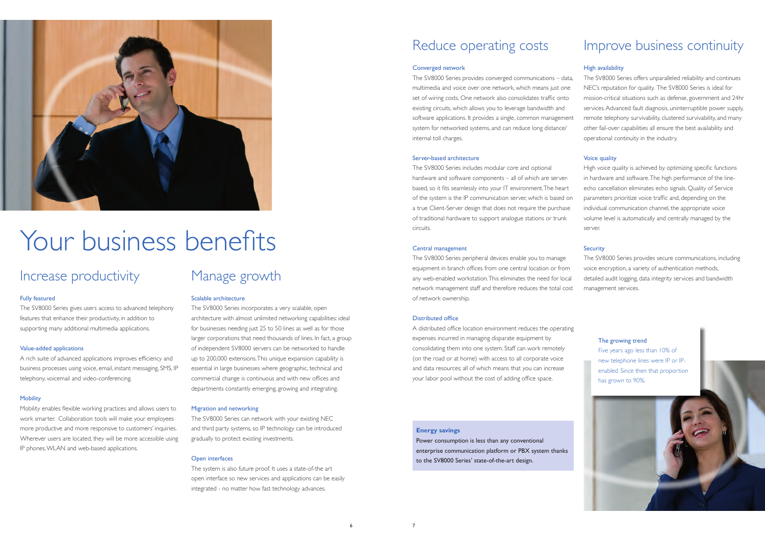# Your business benefits

## Increase productivity

### Fully featured

The SV8000 Series gives users access to advanced telephony features that enhance their productivity, in addition to supporting many additional multimedia applications.

### Value-added applications

A rich suite of advanced applications improves efficiency and business processes using voice, email, instant messaging, SMS, IP telephony, voicemail and video-conferencing.

### Mobility

Mobility enables flexible working practices and allows users to work smarter. Collaboration tools will make your employees more productive and more responsive to customers' inquiries. Wherever users are located, they will be more accessible using IP phones, WLAN and web-based applications.

## Manage growth

### Scalable architecture

The SV8000 Series incorporates a very scalable, open architecture with almost unlimited networking capabilities: ideal for businesses needing just 25 to 50 lines as well as for those larger corporations that need thousands of lines. In fact, a group of independent SV8000 servers can be networked to handle up to 200,000 extensions. This unique expansion capability is essential in large businesses where geographic, technical and commercial change is continuous and with new offices and departments constantly emerging, growing and integrating.

### Migration and networking

The SV8000 Series can network with your existing NEC and third party systems, so IP technology can be introduced gradually to protect existing investments.

### Open interfaces

The system is also future proof. It uses a state-of-the art open interface so new services and applications can be easily integrated - no matter how fast technology advances.

## Reduce operating costs

### Converged network

The SV8000 Series provides converged communications – data, multimedia and voice over one network, which means just one set of wiring costs. One network also consolidates traffic onto existing circuits, which allows you to leverage bandwidth and software applications. It provides a single, common management system for networked systems, and can reduce long distance/internal toll charges.

### Server-based architecture

The SV8000 Series includes modular core and optional hardware and software components – all of which are server-based, so it fits seamlessly into your IT environment. The heart of the system is the IP communication server, which is based on a true Client-Server design that does not require the purchase of traditional hardware to support analogue stations or trunk circuits.

### Central management

The SV8000 Series peripheral devices enable you to manage equipment in branch offices from one central location or from any web-enabled workstation. This eliminates the need for local network management staff and therefore reduces the total cost of network ownership.

### Distributed office

A distributed office location environment reduces the operating expenses incurred in managing disparate equipment by consolidating them into one system. Staff can work remotely (on the road or at home) with access to all corporate voice and data resources; all of which means that you can increase your labor pool without the cost of adding office space.

**Energy savings**

Power consumption is less than any conventional enterprise communication platform or PBX system thanks to the SV8000 Series' state-of-the-art design.

## Improve business continuity

### High availability

The SV8000 Series offers unparalleled reliability and continues NEC's reputation for quality. The SV8000 Series is ideal for mission-critical situations such as defense, government and 24hr services. Advanced fault diagnosis, uninterruptible power supply, remote telephony survivability, clustered survivability, and many other fail-over capabilities all ensure the best availability and operational continuity in the industry.

### Voice quality

High voice quality is achieved by optimizing specific functions in hardware and software. The high performance of the line-echo cancellation eliminates echo signals. Quality of Service parameters prioritize voice traffic and, depending on the individual communication channel, the appropriate voice volume level is automatically and centrally managed by the server.

### Security

The SV8000 Series provides secure communications, including voice encryption, a variety of authentication methods, detailed audit logging, data integrity services and bandwidth management services.

**The growing trend**

Five years ago less than 10% of new telephone lines were IP or IP-enabled. Since then that proportion has grown to 90%.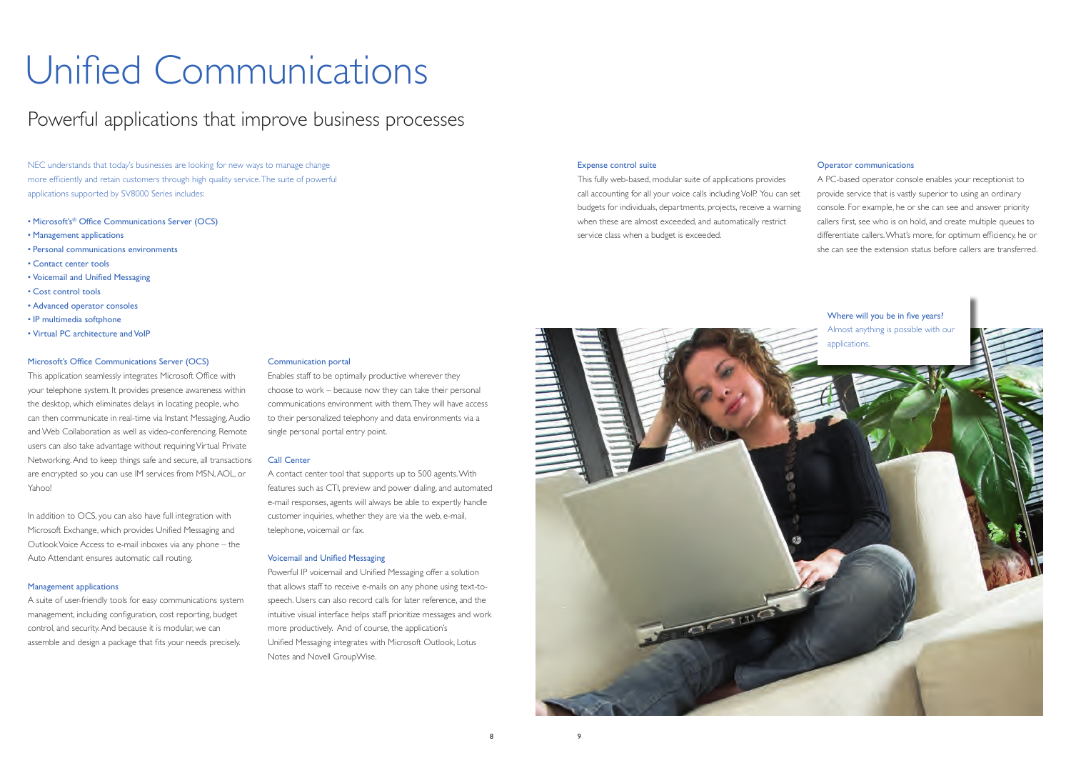# Unified Communications

## Powerful applications that improve business processes

NEC understands that today's businesses are looking for new ways to manage change more efficiently and retain customers through high quality service. The suite of powerful applications supported by SV8000 Series includes:

- Microsoft's® Office Communications Server (OCS)
- Management applications
- Personal communications environments
- Contact center tools
- Voicemail and Unified Messaging
- Cost control tools
- Advanced operator consoles
- IP multimedia softphone
- Virtual PC architecture and VoIP

### Microsoft's Office Communications Server (OCS)

This application seamlessly integrates Microsoft Office with your telephone system. It provides presence awareness within the desktop, which eliminates delays in locating people, who can then communicate in real-time via Instant Messaging, Audio and Web Collaboration as well as video-conferencing. Remote users can also take advantage without requiring Virtual Private Networking. And to keep things safe and secure, all transactions are encrypted so you can use IM services from MSN, AOL, or Yahoo!

In addition to OCS, you can also have full integration with Microsoft Exchange, which provides Unified Messaging and Outlook Voice Access to e-mail inboxes via any phone – the Auto Attendant ensures automatic call routing.

### Management applications

A suite of user-friendly tools for easy communications system management, including configuration, cost reporting, budget control, and security. And because it is modular, we can assemble and design a package that fits your needs precisely.

### Communication portal

Enables staff to be optimally productive wherever they choose to work – because now they can take their personal communications environment with them. They will have access to their personalized telephony and data environments via a single personal portal entry point.

### Call Center

A contact center tool that supports up to 500 agents. With features such as CTI, preview and power dialing, and automated e-mail responses, agents will always be able to expertly handle customer inquiries, whether they are via the web, e-mail, telephone, voicemail or fax.

### Voicemail and Unified Messaging

Powerful IP voicemail and Unified Messaging offer a solution that allows staff to receive e-mails on any phone using text-to-speech. Users can also record calls for later reference, and the intuitive visual interface helps staff prioritize messages and work more productively. And of course, the application's Unified Messaging integrates with Microsoft Outlook, Lotus Notes and Novell GroupWise.

### Expense control suite

This fully web-based, modular suite of applications provides call accounting for all your voice calls including VoIP. You can set budgets for individuals, departments, projects, receive a warning when these are almost exceeded, and automatically restrict service class when a budget is exceeded.

### Operator communications

A PC-based operator console enables your receptionist to provide service that is vastly superior to using an ordinary console. For example, he or she can see and answer priority callers first, see who is on hold, and create multiple queues to differentiate callers. What's more, for optimum efficiency, he or she can see the extension status before callers are transferred.

**Where will you be in five years?**
Almost anything is possible with our applications.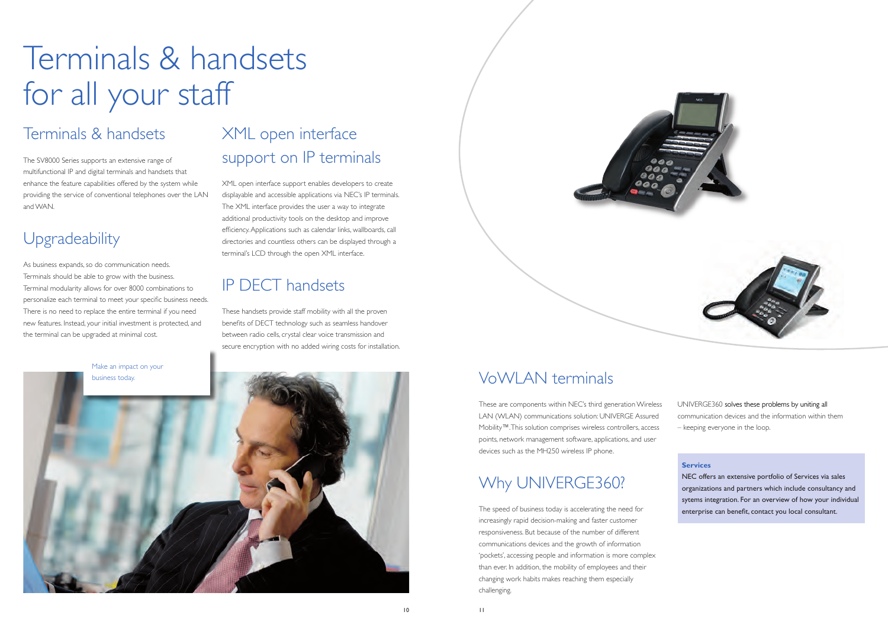# Terminals & handsets for all your staff

## Terminals & handsets

The SV8000 Series supports an extensive range of multifunctional IP and digital terminals and handsets that enhance the feature capabilities offered by the system while providing the service of conventional telephones over the LAN and WAN.

## Upgradeability

As business expands, so do communication needs. Terminals should be able to grow with the business. Terminal modularity allows for over 8000 combinations to personalize each terminal to meet your specific business needs. There is no need to replace the entire terminal if you need new features. Instead, your initial investment is protected, and the terminal can be upgraded at minimal cost.

## XML open interface support on IP terminals

XML open interface support enables developers to create displayable and accessible applications via NEC's IP terminals. The XML interface provides the user a way to integrate additional productivity tools on the desktop and improve efficiency. Applications such as calendar links, wallboards, call directories and countless others can be displayed through a terminal's LCD through the open XML interface.

## IP DECT handsets

These handsets provide staff mobility with all the proven benefits of DECT technology such as seamless handover between radio cells, crystal clear voice transmission and secure encryption with no added wiring costs for installation.

Make an impact on your business today.

## VoWLAN terminals

These are components within NEC's third generation Wireless LAN (WLAN) communications solution: UNIVERGE Assured Mobility™. This solution comprises wireless controllers, access points, network management software, applications, and user devices such as the MH250 wireless IP phone.

## Why UNIVERGE360?

The speed of business today is accelerating the need for increasingly rapid decision-making and faster customer responsiveness. But because of the number of different communications devices and the growth of information 'pockets', accessing people and information is more complex than ever. In addition, the mobility of employees and their changing work habits makes reaching them especially challenging.

UNIVERGE360 solves these problems by uniting all communication devices and the information within them – keeping everyone in the loop.

**Services**

NEC offers an extensive portfolio of Services via sales organizations and partners which include consultancy and sytems integration. For an overview of how your individual enterprise can benefit, contact you local consultant.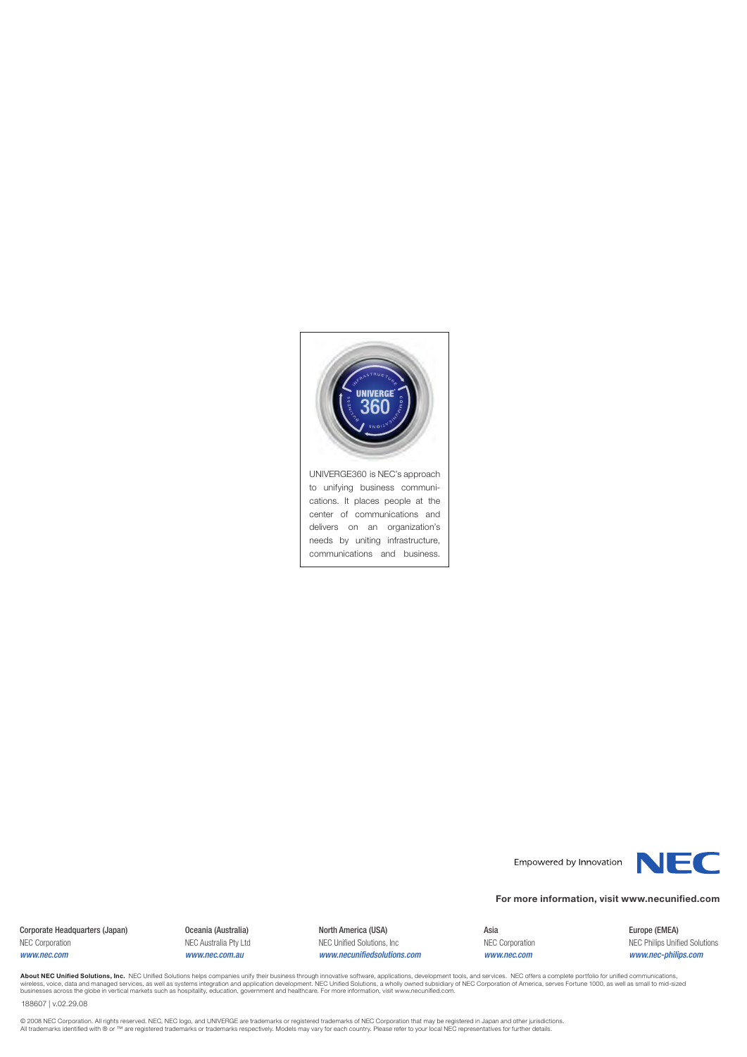UNIVERGE360 is NEC's approach to unifying business communications. It places people at the center of communications and delivers on an organization's needs by uniting infrastructure, communications and business.

Empowered by Innovation NEC

**For more information, visit www.necunified.com**

Corporate Headquarters (Japan)
NEC Corporation
*www.nec.com*

Oceania (Australia)
NEC Australia Pty Ltd
*www.nec.com.au*

North America (USA)
NEC Unified Solutions, Inc
*www.necunifiedsolutions.com*

Asia
NEC Corporation
*www.nec.com*

Europe (EMEA)
NEC Philips Unified Solutions
*www.nec-philips.com*

**About NEC Unified Solutions, Inc.** NEC Unified Solutions helps companies unify their business through innovative software, applications, development tools, and services. NEC offers a complete portfolio for unified communications, wireless, voice, data and managed services, as well as systems integration and application development. NEC Unified Solutions, a wholly owned subsidiary of NEC Corporation of America, serves Fortune 1000, as well as small to mid-sized businesses across the globe in vertical markets such as hospitality, education, government and healthcare. For more information, visit www.necunified.com.

188607 | v.02.29.08

© 2008 NEC Corporation. All rights reserved. NEC, NEC logo, and UNIVERGE are trademarks or registered trademarks of NEC Corporation that may be registered in Japan and other jurisdictions. All trademarks identified with ® or ™ are registered trademarks or trademarks respectively. Models may vary for each country. Please refer to your local NEC representatives for further details.